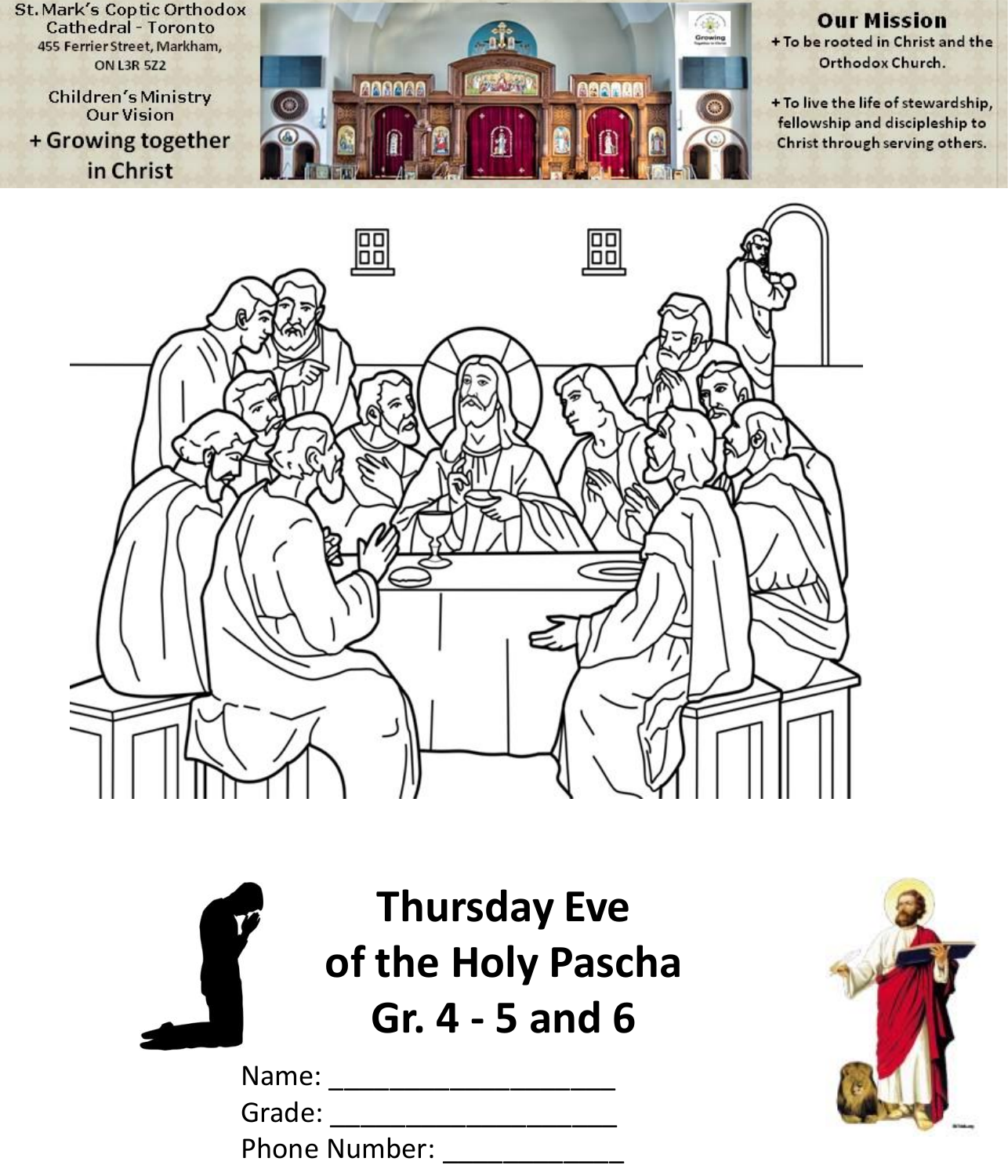St. Mark's Coptic Orthodox Cathedral - Toronto
455 Ferrier Street, Markham, ON L3R 5Z2

Children's Ministry
Our Vision
+ Growing together in Christ

**Our Mission**

+ To be rooted in Christ and the Orthodox Church.

+ To live the life of stewardship, fellowship and discipleship to Christ through serving others.

# Thursday Eve of the Holy Pascha
# Gr. 4 - 5 and 6

Name: ___________________

Grade: ___________________

Phone Number: ____________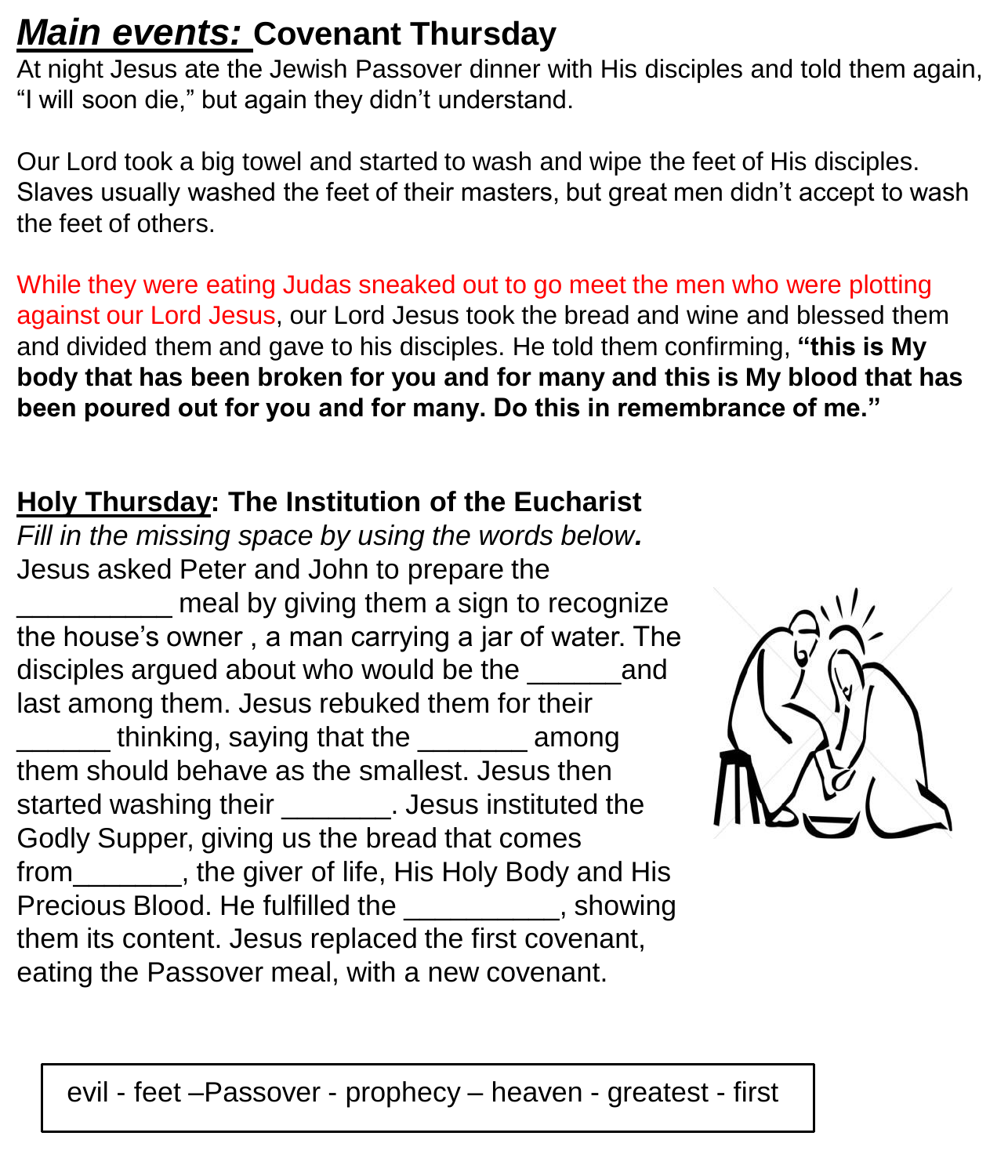# ***Main events:*** Covenant Thursday

At night Jesus ate the Jewish Passover dinner with His disciples and told them again, "I will soon die," but again they didn't understand.

Our Lord took a big towel and started to wash and wipe the feet of His disciples. Slaves usually washed the feet of their masters, but great men didn't accept to wash the feet of others.

While they were eating Judas sneaked out to go meet the men who were plotting against our Lord Jesus, our Lord Jesus took the bread and wine and blessed them and divided them and gave to his disciples. He told them confirming, **"this is My body that has been broken for you and for many and this is My blood that has been poured out for you and for many. Do this in remembrance of me."**

## Holy Thursday: The Institution of the Eucharist

*Fill in the missing space by using the words below.*

Jesus asked Peter and John to prepare the __________ meal by giving them a sign to recognize the house's owner , a man carrying a jar of water. The disciples argued about who would be the ______and last among them. Jesus rebuked them for their ______ thinking, saying that the _______ among them should behave as the smallest. Jesus then started washing their _______. Jesus instituted the Godly Supper, giving us the bread that comes from_______, the giver of life, His Holy Body and His Precious Blood. He fulfilled the __________, showing them its content. Jesus replaced the first covenant, eating the Passover meal, with a new covenant.

| evil - feet –Passover - prophecy – heaven - greatest - first |
|---|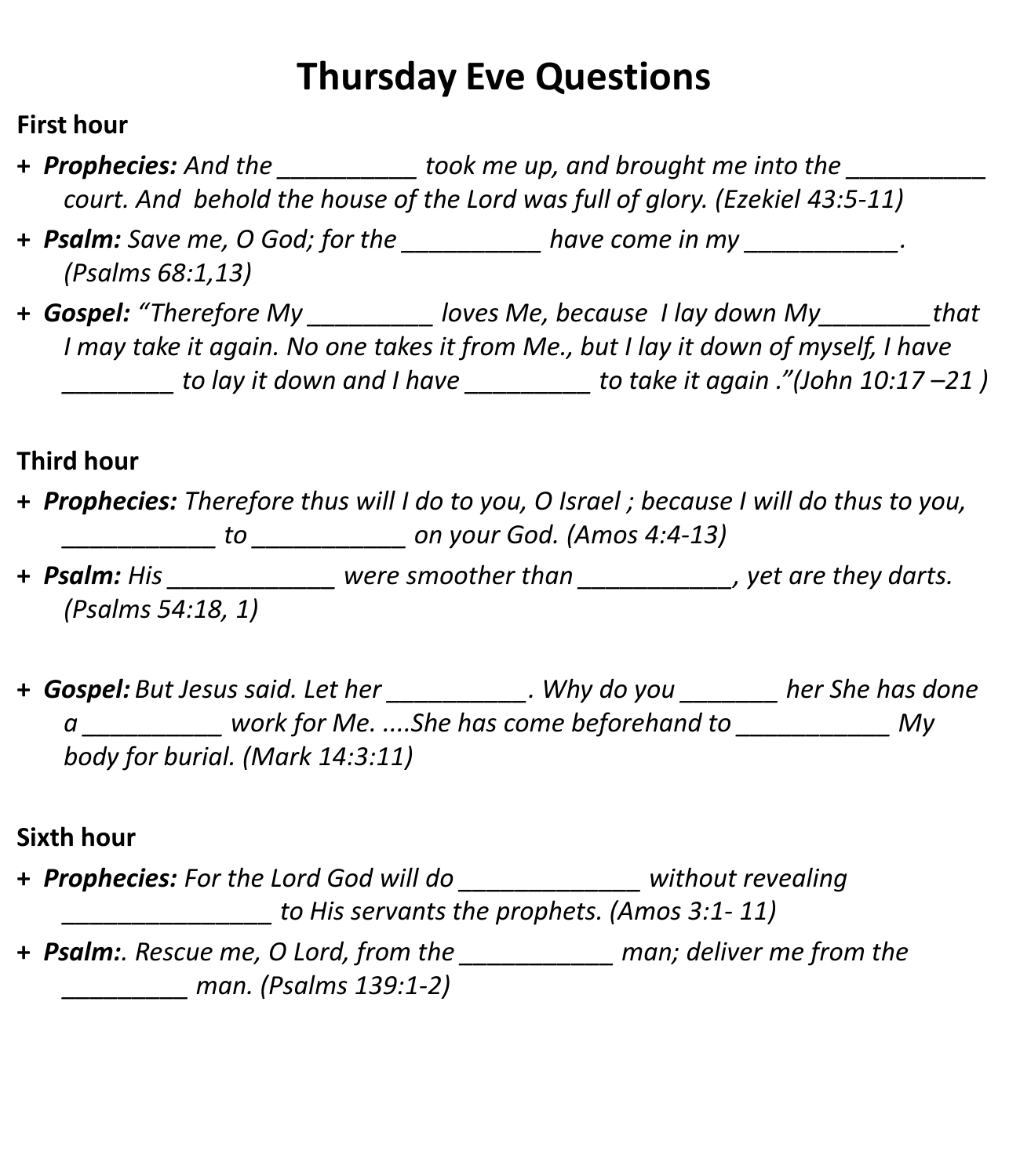# Thursday Eve Questions

## First hour

+ ***Prophecies:*** *And the __________ took me up, and brought me into the __________ court. And behold the house of the Lord was full of glory. (Ezekiel 43:5-11)*
+ ***Psalm:*** *Save me, O God; for the __________ have come in my ___________. (Psalms 68:1,13)*
+ ***Gospel:*** *"Therefore My _________ loves Me, because I lay down My________that I may take it again. No one takes it from Me., but I lay it down of myself, I have ________ to lay it down and I have _________ to take it again ."(John 10:17 –21 )*

## Third hour

+ ***Prophecies:*** *Therefore thus will I do to you, O Israel ; because I will do thus to you, ___________ to ___________ on your God. (Amos 4:4-13)*
+ ***Psalm:*** *His ____________ were smoother than ___________, yet are they darts. (Psalms 54:18, 1)*
+ ***Gospel:*** *But Jesus said. Let her __________. Why do you _______ her She has done a __________ work for Me. ....She has come beforehand to ___________ My body for burial. (Mark 14:3:11)*

## Sixth hour

+ ***Prophecies:*** *For the Lord God will do _____________ without revealing ________________ to His servants the prophets. (Amos 3:1- 11)*
+ ***Psalm:*** *. Rescue me, O Lord, from the ___________ man; deliver me from the _________ man. (Psalms 139:1-2)*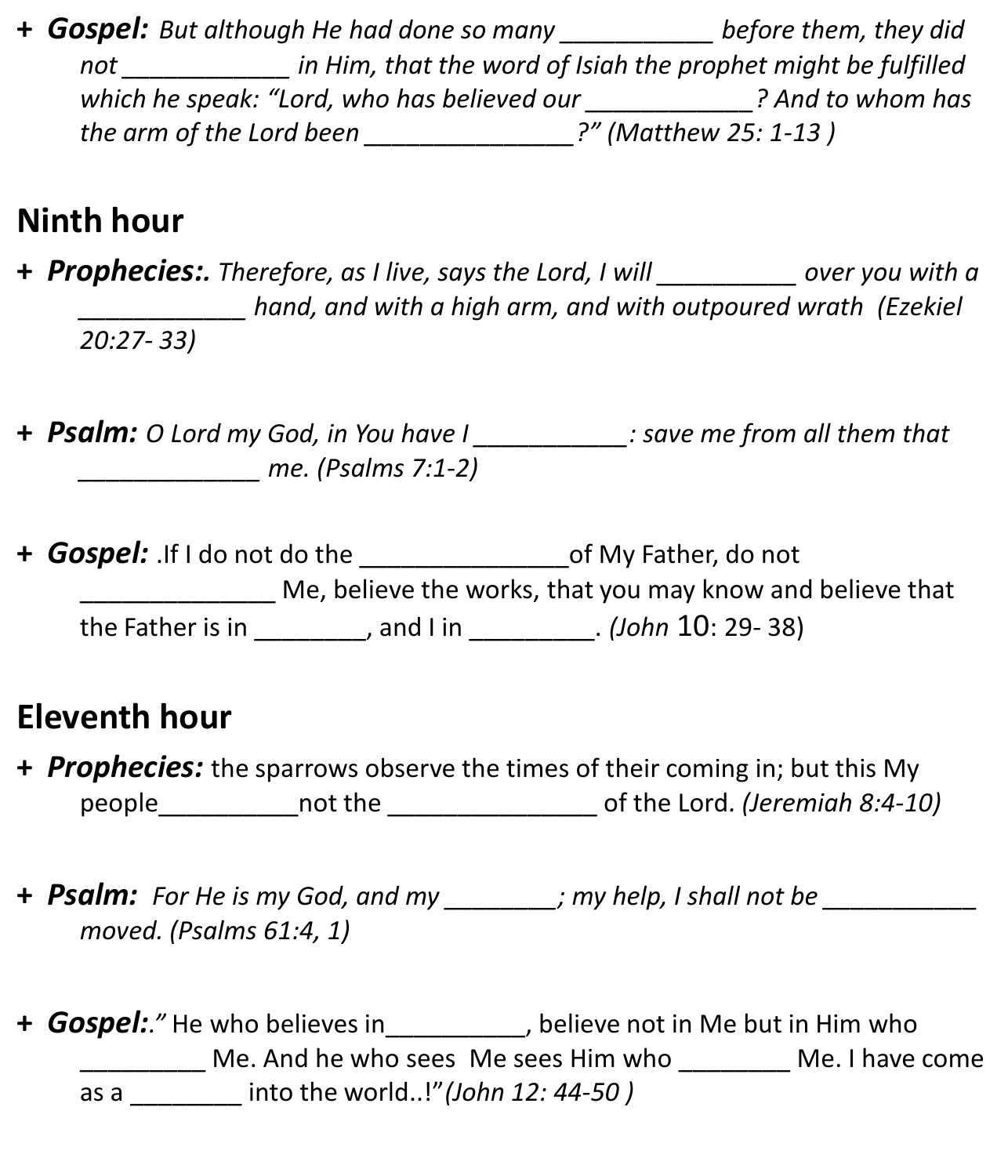+ ***Gospel:*** *But although He had done so many ___________ before them, they did not ____________ in Him, that the word of Isiah the prophet might be fulfilled which he speak: "Lord, who has believed our ____________? And to whom has the arm of the Lord been _______________?" (Matthew 25: 1-13 )*

## Ninth hour

+ ***Prophecies:.*** *Therefore, as I live, says the Lord, I will __________ over you with a ____________ hand, and with a high arm, and with outpoured wrath (Ezekiel 20:27- 33)*

+ ***Psalm:*** *O Lord my God, in You have I ___________: save me from all them that _____________ me. (Psalms 7:1-2)*

+ ***Gospel:*** .If I do not do the _______________of My Father, do not ______________ Me, believe the works, that you may know and believe that the Father is in ________, and I in _________. *(John* 10: 29- 38)

## Eleventh hour

+ ***Prophecies:*** the sparrows observe the times of their coming in; but this My people__________not the _______________ of the Lord*. (Jeremiah 8:4-10)*

+ ***Psalm:*** *For He is my God, and my ________; my help, I shall not be ___________ moved. (Psalms 61:4, 1)*

+ ***Gospel:***." He who believes in__________, believe not in Me but in Him who _________ Me. And he who sees Me sees Him who ________ Me. I have come as a ________ into the world..!"*(John 12: 44-50 )*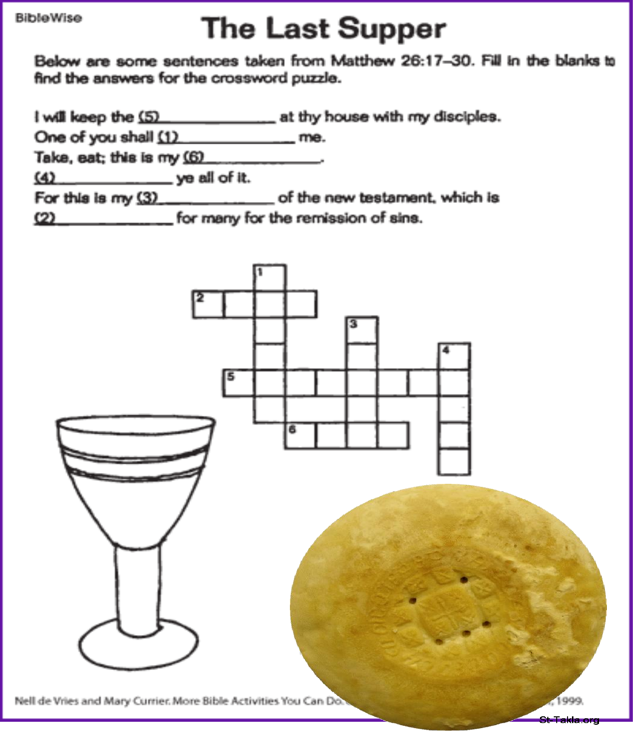BibleWise

# The Last Supper

Below are some sentences taken from Matthew 26:17–30. Fill in the blanks to find the answers for the crossword puzzle.

I will keep the (5)\_\_\_\_\_\_\_\_\_\_\_\_\_\_ at thy house with my disciples.

One of you shall (1)\_\_\_\_\_\_\_\_\_\_\_\_\_\_ me.

Take, eat; this is my (6)\_\_\_\_\_\_\_\_\_\_\_\_\_\_.

(4)\_\_\_\_\_\_\_\_\_\_\_\_\_\_ ye all of it.

For this is my (3)\_\_\_\_\_\_\_\_\_\_\_\_\_\_ of the new testament, which is (2)\_\_\_\_\_\_\_\_\_\_\_\_\_\_ for many for the remission of sins.

Nell de Vries and Mary Currier. More Bible Activities You Can Do... 1999.

St-Takla.org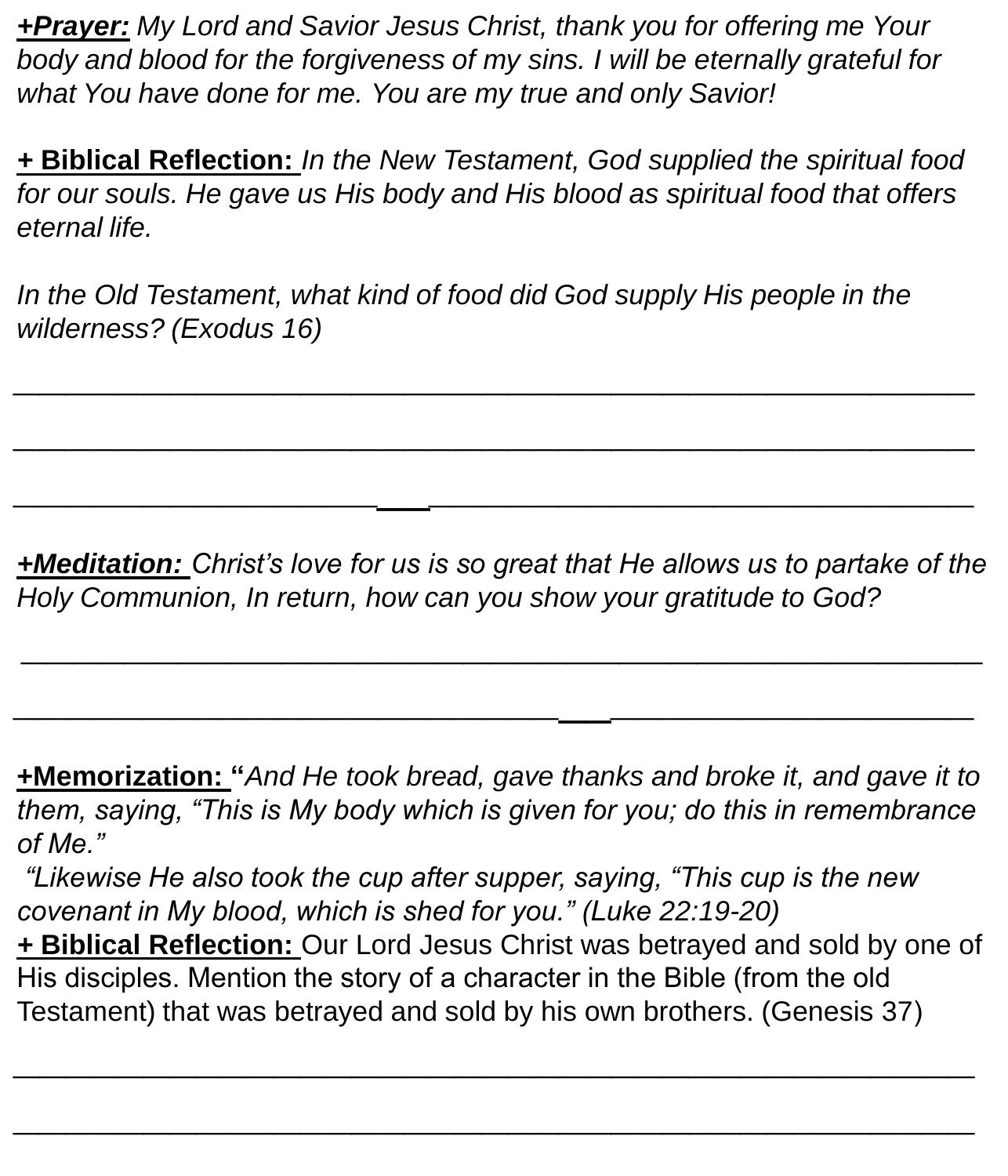**+Prayer:** *My Lord and Savior Jesus Christ, thank you for offering me Your body and blood for the forgiveness of my sins. I will be eternally grateful for what You have done for me. You are my true and only Savior!*

**+ Biblical Reflection:** *In the New Testament, God supplied the spiritual food for our souls. He gave us His body and His blood as spiritual food that offers eternal life.*

*In the Old Testament, what kind of food did God supply His people in the wilderness? (Exodus 16)*

_______________________________________________________________

_______________________________________________________________

_______________________________________________________________

**+Meditation:** *Christ's love for us is so great that He allows us to partake of the Holy Communion, In return, how can you show your gratitude to God?*

_______________________________________________________________

_______________________________________________________________

**+Memorization:** "*And He took bread, gave thanks and broke it, and gave it to them, saying, "This is My body which is given for you; do this in remembrance of Me."*

*"Likewise He also took the cup after supper, saying, "This cup is the new covenant in My blood, which is shed for you." (Luke 22:19-20)*

**+ Biblical Reflection:** Our Lord Jesus Christ was betrayed and sold by one of His disciples. Mention the story of a character in the Bible (from the old Testament) that was betrayed and sold by his own brothers. (Genesis 37)

_______________________________________________________________

_______________________________________________________________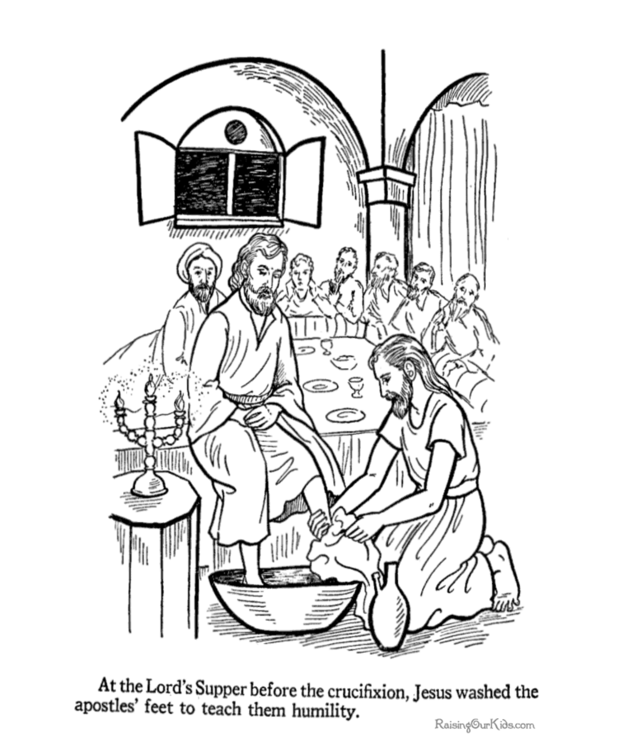At the Lord's Supper before the crucifixion, Jesus washed the apostles' feet to teach them humility.

RaisingOurKids.com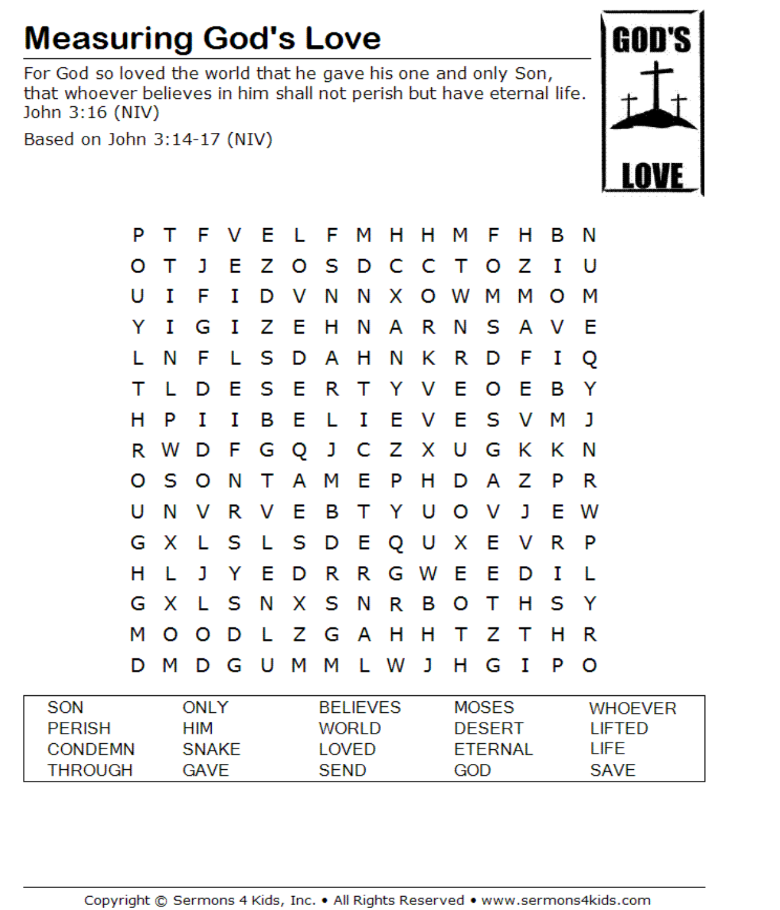# Measuring God's Love

For God so loved the world that he gave his one and only Son, that whoever believes in him shall not perish but have eternal life. John 3:16 (NIV)

Based on John 3:14-17 (NIV)

GOD'S LOVE

| | | | | | | | | | | | | | | |
|---|---|---|---|---|---|---|---|---|---|---|---|---|---|---|
| P | T | F | V | E | L | F | M | H | H | M | F | H | B | N |
| O | T | J | E | Z | O | S | D | C | C | T | O | Z | I | U |
| U | I | F | I | D | V | N | N | X | O | W | M | M | O | M |
| Y | I | G | I | Z | E | H | N | A | R | N | S | A | V | E |
| L | N | F | L | S | D | A | H | N | K | R | D | F | I | Q |
| T | L | D | E | S | E | R | T | Y | V | E | O | E | B | Y |
| H | P | I | I | B | E | L | I | E | V | E | S | V | M | J |
| R | W | D | F | G | Q | J | C | Z | X | U | G | K | K | N |
| O | S | O | N | T | A | M | E | P | H | D | A | Z | P | R |
| U | N | V | R | V | E | B | T | Y | U | O | V | J | E | W |
| G | X | L | S | L | S | D | E | Q | U | X | E | V | R | P |
| H | L | J | Y | E | D | R | R | G | W | E | E | D | I | L |
| G | X | L | S | N | X | S | N | R | B | O | T | H | S | Y |
| M | O | O | D | L | Z | G | A | H | H | T | Z | T | H | R |
| D | M | D | G | U | M | M | L | W | J | H | G | I | P | O |

| | | | | |
|---|---|---|---|---|
| SON | ONLY | BELIEVES | MOSES | WHOEVER |
| PERISH | HIM | WORLD | DESERT | LIFTED |
| CONDEMN | SNAKE | LOVED | ETERNAL | LIFE |
| THROUGH | GAVE | SEND | GOD | SAVE |

Copyright © Sermons 4 Kids, Inc. • All Rights Reserved • www.sermons4kids.com